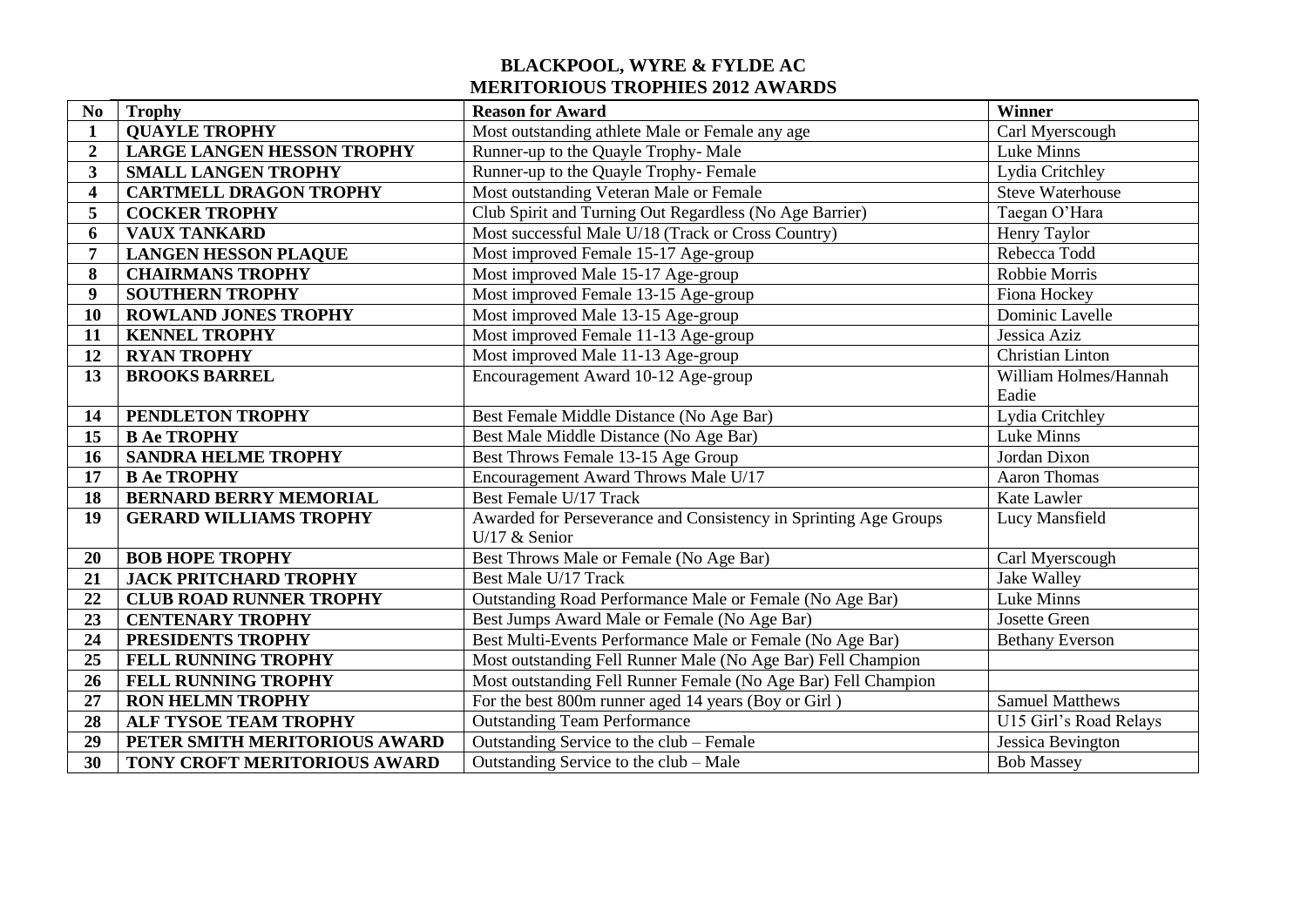# BLACKPOOL, WYRE & FYLDE AC
## MERITORIOUS TROPHIES 2012 AWARDS

| No | Trophy | Reason for Award | Winner |
|---|---|---|---|
| 1 | **QUAYLE TROPHY** | Most outstanding athlete Male or Female any age | Carl Myerscough |
| 2 | **LARGE LANGEN HESSON TROPHY** | Runner-up to the Quayle Trophy- Male | Luke Minns |
| 3 | **SMALL LANGEN TROPHY** | Runner-up to the Quayle Trophy- Female | Lydia Critchley |
| 4 | **CARTMELL DRAGON TROPHY** | Most outstanding Veteran Male or Female | Steve Waterhouse |
| 5 | **COCKER TROPHY** | Club Spirit and Turning Out Regardless (No Age Barrier) | Taegan O'Hara |
| 6 | **VAUX TANKARD** | Most successful Male U/18 (Track or Cross Country) | Henry Taylor |
| 7 | **LANGEN HESSON PLAQUE** | Most improved Female 15-17 Age-group | Rebecca Todd |
| 8 | **CHAIRMANS TROPHY** | Most improved Male 15-17 Age-group | Robbie Morris |
| 9 | **SOUTHERN TROPHY** | Most improved Female 13-15 Age-group | Fiona Hockey |
| 10 | **ROWLAND JONES TROPHY** | Most improved Male 13-15 Age-group | Dominic Lavelle |
| 11 | **KENNEL TROPHY** | Most improved Female 11-13 Age-group | Jessica Aziz |
| 12 | **RYAN TROPHY** | Most improved Male 11-13 Age-group | Christian Linton |
| 13 | **BROOKS BARREL** | Encouragement Award 10-12 Age-group | William Holmes/Hannah Eadie |
| 14 | **PENDLETON TROPHY** | Best Female Middle Distance (No Age Bar) | Lydia Critchley |
| 15 | **B Ae TROPHY** | Best Male Middle Distance (No Age Bar) | Luke Minns |
| 16 | **SANDRA HELME TROPHY** | Best Throws Female 13-15 Age Group | Jordan Dixon |
| 17 | **B Ae TROPHY** | Encouragement Award Throws Male U/17 | Aaron Thomas |
| 18 | **BERNARD BERRY MEMORIAL** | Best Female U/17 Track | Kate Lawler |
| 19 | **GERARD WILLIAMS TROPHY** | Awarded for Perseverance and Consistency in Sprinting Age Groups U/17 & Senior | Lucy Mansfield |
| 20 | **BOB HOPE TROPHY** | Best Throws Male or Female (No Age Bar) | Carl Myerscough |
| 21 | **JACK PRITCHARD TROPHY** | Best Male U/17 Track | Jake Walley |
| 22 | **CLUB ROAD RUNNER TROPHY** | Outstanding Road Performance Male or Female (No Age Bar) | Luke Minns |
| 23 | **CENTENARY TROPHY** | Best Jumps Award Male or Female (No Age Bar) | Josette Green |
| 24 | **PRESIDENTS TROPHY** | Best Multi-Events Performance Male or Female (No Age Bar) | Bethany Everson |
| 25 | **FELL RUNNING TROPHY** | Most outstanding Fell Runner Male (No Age Bar) Fell Champion | |
| 26 | **FELL RUNNING TROPHY** | Most outstanding Fell Runner Female (No Age Bar) Fell Champion | |
| 27 | **RON HELMN TROPHY** | For the best 800m runner aged 14 years (Boy or Girl ) | Samuel Matthews |
| 28 | **ALF TYSOE TEAM TROPHY** | Outstanding Team Performance | U15 Girl's Road Relays |
| 29 | **PETER SMITH MERITORIOUS AWARD** | Outstanding Service to the club – Female | Jessica Bevington |
| 30 | **TONY CROFT MERITORIOUS AWARD** | Outstanding Service to the club – Male | Bob Massey |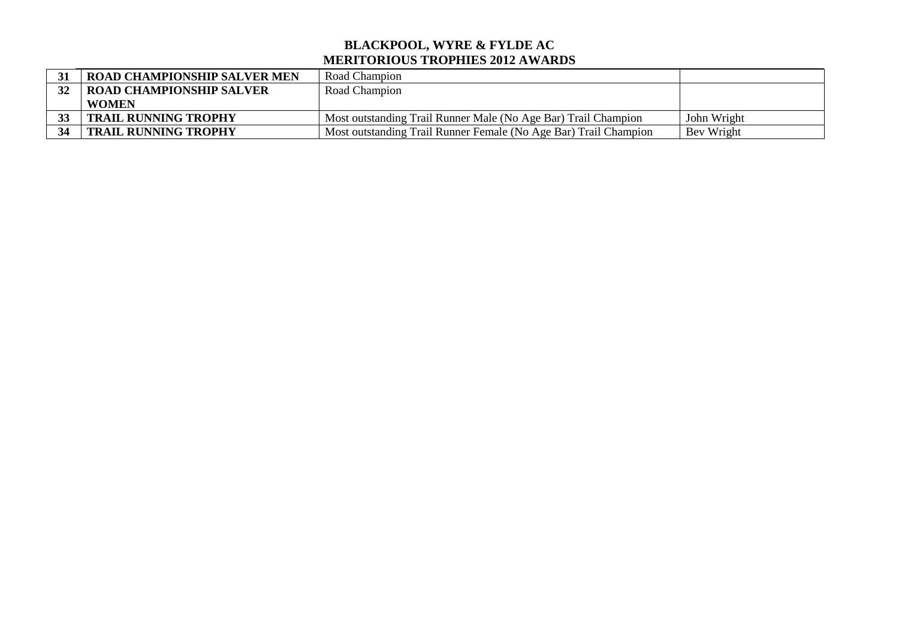**BLACKPOOL, WYRE & FYLDE AC**
**MERITORIOUS TROPHIES 2012 AWARDS**

| | | | |
|---|---|---|---|
| **31** | **ROAD CHAMPIONSHIP SALVER MEN** | Road Champion | |
| **32** | **ROAD CHAMPIONSHIP SALVER WOMEN** | Road Champion | |
| **33** | **TRAIL RUNNING TROPHY** | Most outstanding Trail Runner Male (No Age Bar) Trail Champion | John Wright |
| **34** | **TRAIL RUNNING TROPHY** | Most outstanding Trail Runner Female (No Age Bar) Trail Champion | Bev Wright |